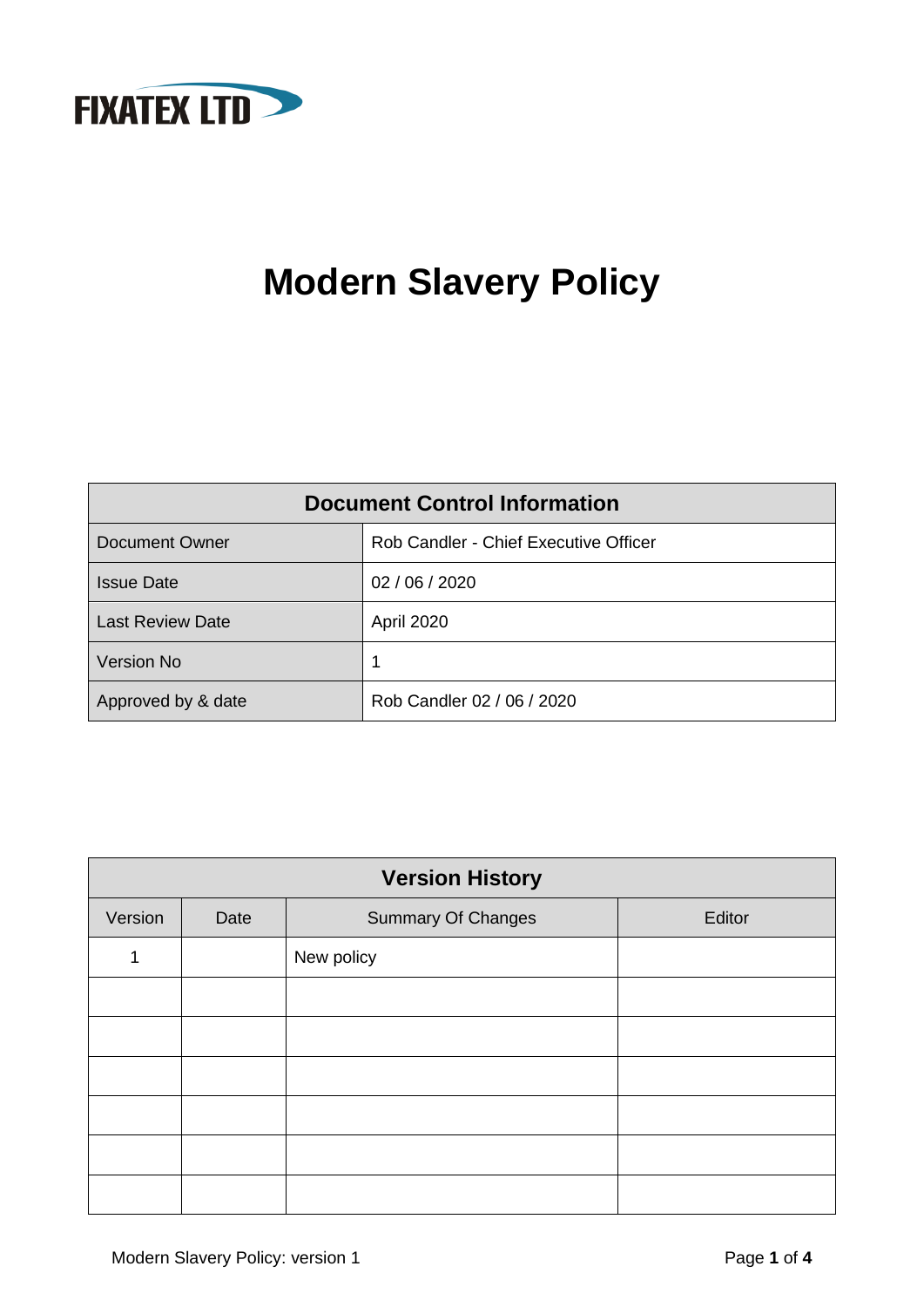FIXATEX LTD

# Modern Slavery Policy

| Document Control Information | |
|---|---|
| Document Owner | Rob Candler - Chief Executive Officer |
| Issue Date | 02 / 06 / 2020 |
| Last Review Date | April 2020 |
| Version No | 1 |
| Approved by & date | Rob Candler 02 / 06 / 2020 |

| Version History | | | |
|---|---|---|---|
| Version | Date | Summary Of Changes | Editor |
| 1 | | New policy | |
| | | | |
| | | | |
| | | | |
| | | | |
| | | | |
| | | | |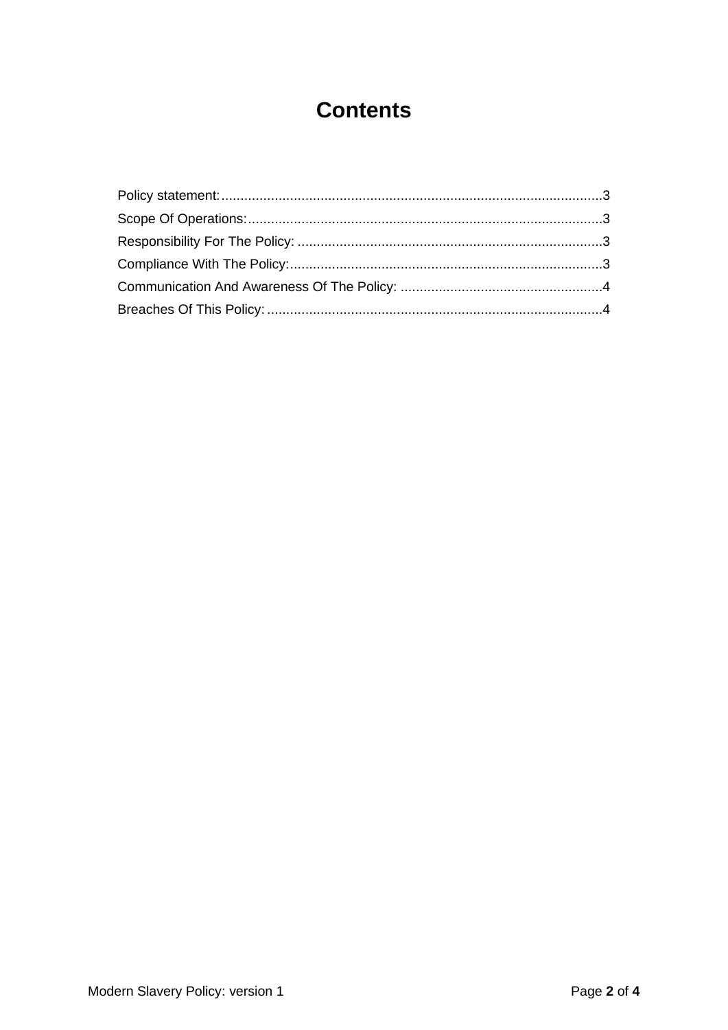# Contents

Policy statement: ........................................................................................................ 3

Scope Of Operations: .................................................................................................. 3

Responsibility For The Policy: .................................................................................... 3

Compliance With The Policy: ...................................................................................... 3

Communication And Awareness Of The Policy: ........................................................ 4

Breaches Of This Policy: ............................................................................................ 4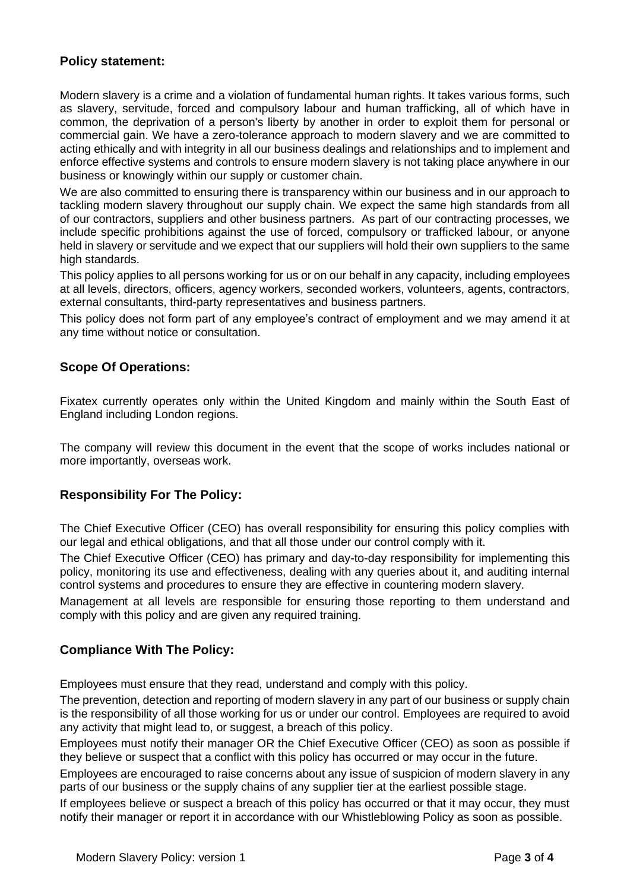## Policy statement:

Modern slavery is a crime and a violation of fundamental human rights. It takes various forms, such as slavery, servitude, forced and compulsory labour and human trafficking, all of which have in common, the deprivation of a person's liberty by another in order to exploit them for personal or commercial gain. We have a zero-tolerance approach to modern slavery and we are committed to acting ethically and with integrity in all our business dealings and relationships and to implement and enforce effective systems and controls to ensure modern slavery is not taking place anywhere in our business or knowingly within our supply or customer chain.

We are also committed to ensuring there is transparency within our business and in our approach to tackling modern slavery throughout our supply chain. We expect the same high standards from all of our contractors, suppliers and other business partners. As part of our contracting processes, we include specific prohibitions against the use of forced, compulsory or trafficked labour, or anyone held in slavery or servitude and we expect that our suppliers will hold their own suppliers to the same high standards.

This policy applies to all persons working for us or on our behalf in any capacity, including employees at all levels, directors, officers, agency workers, seconded workers, volunteers, agents, contractors, external consultants, third-party representatives and business partners.

This policy does not form part of any employee's contract of employment and we may amend it at any time without notice or consultation.

## Scope Of Operations:

Fixatex currently operates only within the United Kingdom and mainly within the South East of England including London regions.

The company will review this document in the event that the scope of works includes national or more importantly, overseas work.

## Responsibility For The Policy:

The Chief Executive Officer (CEO) has overall responsibility for ensuring this policy complies with our legal and ethical obligations, and that all those under our control comply with it.

The Chief Executive Officer (CEO) has primary and day-to-day responsibility for implementing this policy, monitoring its use and effectiveness, dealing with any queries about it, and auditing internal control systems and procedures to ensure they are effective in countering modern slavery.

Management at all levels are responsible for ensuring those reporting to them understand and comply with this policy and are given any required training.

## Compliance With The Policy:

Employees must ensure that they read, understand and comply with this policy.

The prevention, detection and reporting of modern slavery in any part of our business or supply chain is the responsibility of all those working for us or under our control. Employees are required to avoid any activity that might lead to, or suggest, a breach of this policy.

Employees must notify their manager OR the Chief Executive Officer (CEO) as soon as possible if they believe or suspect that a conflict with this policy has occurred or may occur in the future.

Employees are encouraged to raise concerns about any issue of suspicion of modern slavery in any parts of our business or the supply chains of any supplier tier at the earliest possible stage.

If employees believe or suspect a breach of this policy has occurred or that it may occur, they must notify their manager or report it in accordance with our Whistleblowing Policy as soon as possible.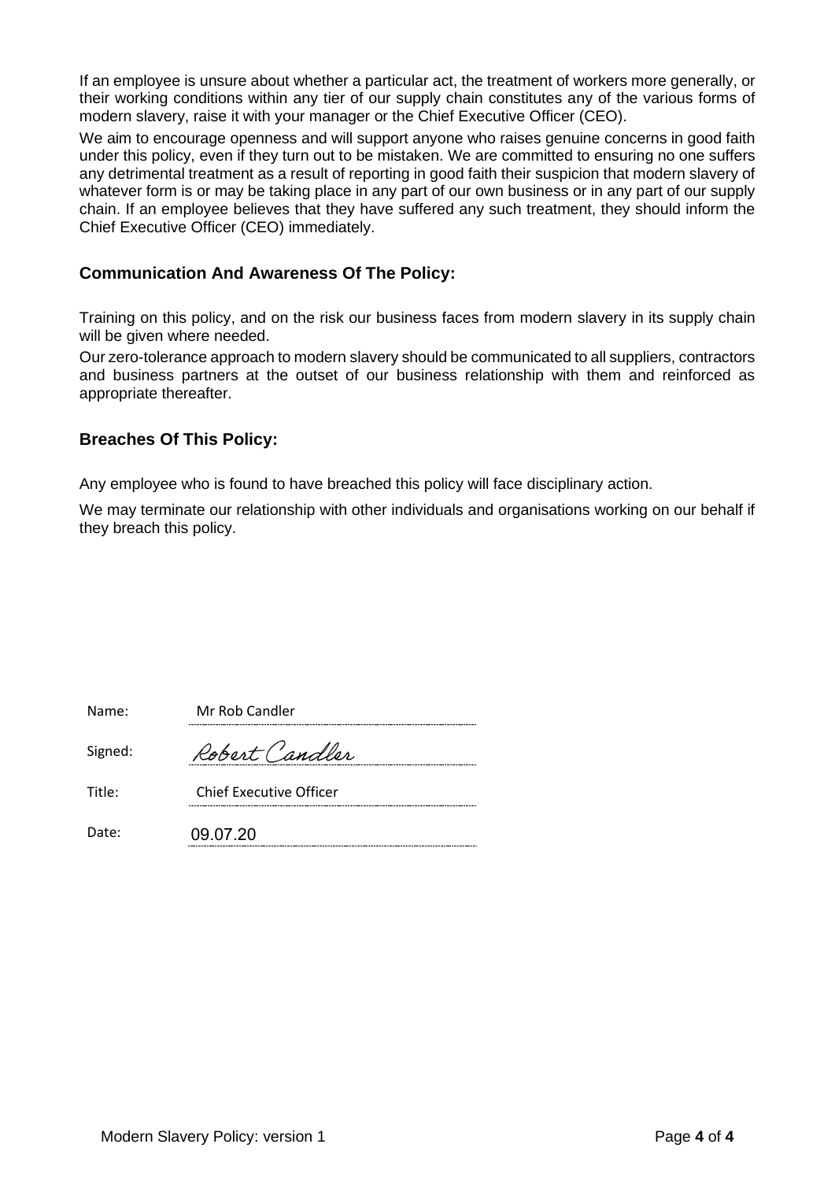If an employee is unsure about whether a particular act, the treatment of workers more generally, or their working conditions within any tier of our supply chain constitutes any of the various forms of modern slavery, raise it with your manager or the Chief Executive Officer (CEO).

We aim to encourage openness and will support anyone who raises genuine concerns in good faith under this policy, even if they turn out to be mistaken. We are committed to ensuring no one suffers any detrimental treatment as a result of reporting in good faith their suspicion that modern slavery of whatever form is or may be taking place in any part of our own business or in any part of our supply chain. If an employee believes that they have suffered any such treatment, they should inform the Chief Executive Officer (CEO) immediately.

## Communication And Awareness Of The Policy:

Training on this policy, and on the risk our business faces from modern slavery in its supply chain will be given where needed.

Our zero-tolerance approach to modern slavery should be communicated to all suppliers, contractors and business partners at the outset of our business relationship with them and reinforced as appropriate thereafter.

## Breaches Of This Policy:

Any employee who is found to have breached this policy will face disciplinary action.

We may terminate our relationship with other individuals and organisations working on our behalf if they breach this policy.

| | |
|---|---|
| Name: | Mr Rob Candler |
| Signed: | Robert Candler |
| Title: | Chief Executive Officer |
| Date: | 09.07.20 |